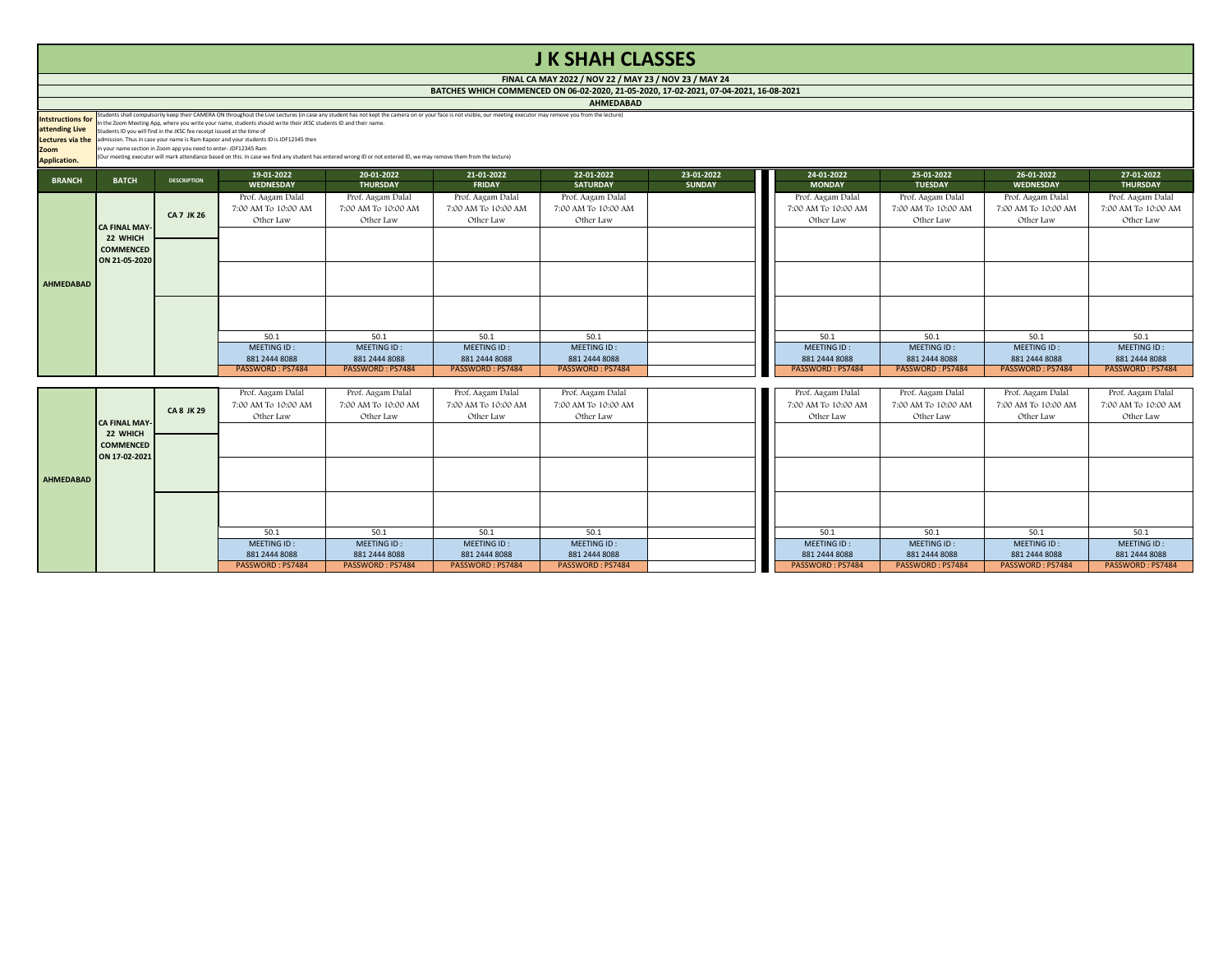# J K SHAH CLASSES

**FINAL CA MAY 2022 / NOV 22 / MAY 23 / NOV 23 / MAY 24**

**BATCHES WHICH COMMENCED ON 06-02-2020, 21-05-2020, 17-02-2021, 07-04-2021, 16-08-2021**

**AHMEDABAD**

**Intstructions for attending Live Lectures via the Zoom Application.**

Students shall compulsorily keep their CAMERA ON throughout the Live Lectures (in case any student has not kept the camera on or your face is not visible, our meeting executor may remove you from the lecture)
In the Zoom Meeting App, where you write your name, students should write their JKSC students ID and their name.
Students ID you will find in the JKSC fee receipt issued at the time of
admission. Thus in case your name is Ram Kapoor and your students ID is JDF12345 then
in your name section in Zoom app you need to enter- JDF12345 Ram
(Our meeting executor will mark attendance based on this. In case we find any student has entered wrong ID or not entered ID, we may remove them from the lecture)

| BRANCH | BATCH | DESCRIPTION | 19-01-2022 WEDNESDAY | 20-01-2022 THURSDAY | 21-01-2022 FRIDAY | 22-01-2022 SATURDAY | 23-01-2022 SUNDAY | 24-01-2022 MONDAY | 25-01-2022 TUESDAY | 26-01-2022 WEDNESDAY | 27-01-2022 THURSDAY |
|---|---|---|---|---|---|---|---|---|---|---|---|
| AHMEDABAD | CA FINAL MAY-22 WHICH COMMENCED ON 21-05-2020 | CA 7 JK 26 | Prof. Aagam Dalal 7:00 AM To 10:00 AM Other Law | Prof. Aagam Dalal 7:00 AM To 10:00 AM Other Law | Prof. Aagam Dalal 7:00 AM To 10:00 AM Other Law | Prof. Aagam Dalal 7:00 AM To 10:00 AM Other Law | | Prof. Aagam Dalal 7:00 AM To 10:00 AM Other Law | Prof. Aagam Dalal 7:00 AM To 10:00 AM Other Law | Prof. Aagam Dalal 7:00 AM To 10:00 AM Other Law | Prof. Aagam Dalal 7:00 AM To 10:00 AM Other Law |
| | | | 50.1 | 50.1 | 50.1 | 50.1 | | 50.1 | 50.1 | 50.1 | 50.1 |
| | | | MEETING ID : 881 2444 8088 | MEETING ID : 881 2444 8088 | MEETING ID : 881 2444 8088 | MEETING ID : 881 2444 8088 | | MEETING ID : 881 2444 8088 | MEETING ID : 881 2444 8088 | MEETING ID : 881 2444 8088 | MEETING ID : 881 2444 8088 |
| | | | PASSWORD : PS7484 | PASSWORD : PS7484 | PASSWORD : PS7484 | PASSWORD : PS7484 | | PASSWORD : PS7484 | PASSWORD : PS7484 | PASSWORD : PS7484 | PASSWORD : PS7484 |
| AHMEDABAD | CA FINAL MAY-22 WHICH COMMENCED ON 17-02-2021 | CA 8 JK 29 | Prof. Aagam Dalal 7:00 AM To 10:00 AM Other Law | Prof. Aagam Dalal 7:00 AM To 10:00 AM Other Law | Prof. Aagam Dalal 7:00 AM To 10:00 AM Other Law | Prof. Aagam Dalal 7:00 AM To 10:00 AM Other Law | | Prof. Aagam Dalal 7:00 AM To 10:00 AM Other Law | Prof. Aagam Dalal 7:00 AM To 10:00 AM Other Law | Prof. Aagam Dalal 7:00 AM To 10:00 AM Other Law | Prof. Aagam Dalal 7:00 AM To 10:00 AM Other Law |
| | | | 50.1 | 50.1 | 50.1 | 50.1 | | 50.1 | 50.1 | 50.1 | 50.1 |
| | | | MEETING ID : 881 2444 8088 | MEETING ID : 881 2444 8088 | MEETING ID : 881 2444 8088 | MEETING ID : 881 2444 8088 | | MEETING ID : 881 2444 8088 | MEETING ID : 881 2444 8088 | MEETING ID : 881 2444 8088 | MEETING ID : 881 2444 8088 |
| | | | PASSWORD : PS7484 | PASSWORD : PS7484 | PASSWORD : PS7484 | PASSWORD : PS7484 | | PASSWORD : PS7484 | PASSWORD : PS7484 | PASSWORD : PS7484 | PASSWORD : PS7484 |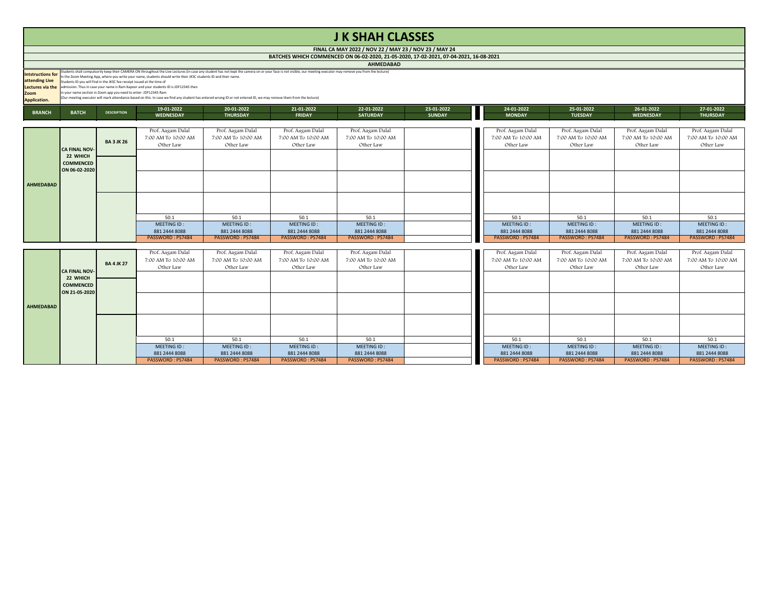# J K SHAH CLASSES

**FINAL CA MAY 2022 / NOV 22 / MAY 23 / NOV 23 / MAY 24**

**BATCHES WHICH COMMENCED ON 06-02-2020, 21-05-2020, 17-02-2021, 07-04-2021, 16-08-2021**

**AHMEDABAD**

**Intstructions for attending Live Lectures via the Zoom Application.**

Students shall compulsorily keep their CAMERA ON throughout the Live Lectures (in case any student has not kept the camera on or your face is not visible, our meeting executor may remove you from the lecture)
In the Zoom Meeting App, where you write your name, students should write their JKSC students ID and their name.
Students ID you will find in the JKSC fee receipt issued at the time of admission. Thus in case your name is Ram Kapoor and your students ID is JDF12345 then in your name section in Zoom app you need to enter- JDF12345 Ram
(Our meeting executor will mark attendance based on this. In case we find any student has entered wrong ID or not entered ID, we may remove them from the lecture)

| BRANCH | BATCH | DESCRIPTION | 19-01-2022 WEDNESDAY | 20-01-2022 THURSDAY | 21-01-2022 FRIDAY | 22-01-2022 SATURDAY | 23-01-2022 SUNDAY | 24-01-2022 MONDAY | 25-01-2022 TUESDAY | 26-01-2022 WEDNESDAY | 27-01-2022 THURSDAY |
|---|---|---|---|---|---|---|---|---|---|---|---|
| AHMEDABAD | CA FINAL NOV-22 WHICH COMMENCED ON 06-02-2020 | BA 3 JK 26 | Prof. Aagam Dalal 7:00 AM To 10:00 AM Other Law | Prof. Aagam Dalal 7:00 AM To 10:00 AM Other Law | Prof. Aagam Dalal 7:00 AM To 10:00 AM Other Law | Prof. Aagam Dalal 7:00 AM To 10:00 AM Other Law | | Prof. Aagam Dalal 7:00 AM To 10:00 AM Other Law | Prof. Aagam Dalal 7:00 AM To 10:00 AM Other Law | Prof. Aagam Dalal 7:00 AM To 10:00 AM Other Law | Prof. Aagam Dalal 7:00 AM To 10:00 AM Other Law |
| | | | 50.1 | 50.1 | 50.1 | 50.1 | | 50.1 | 50.1 | 50.1 | 50.1 |
| | | | MEETING ID : 881 2444 8088 | MEETING ID : 881 2444 8088 | MEETING ID : 881 2444 8088 | MEETING ID : 881 2444 8088 | | MEETING ID : 881 2444 8088 | MEETING ID : 881 2444 8088 | MEETING ID : 881 2444 8088 | MEETING ID : 881 2444 8088 |
| | | | PASSWORD : PS7484 | PASSWORD : PS7484 | PASSWORD : PS7484 | PASSWORD : PS7484 | | PASSWORD : PS7484 | PASSWORD : PS7484 | PASSWORD : PS7484 | PASSWORD : PS7484 |
| AHMEDABAD | CA FINAL NOV-22 WHICH COMMENCED ON 21-05-2020 | BA 4 JK 27 | Prof. Aagam Dalal 7:00 AM To 10:00 AM Other Law | Prof. Aagam Dalal 7:00 AM To 10:00 AM Other Law | Prof. Aagam Dalal 7:00 AM To 10:00 AM Other Law | Prof. Aagam Dalal 7:00 AM To 10:00 AM Other Law | | Prof. Aagam Dalal 7:00 AM To 10:00 AM Other Law | Prof. Aagam Dalal 7:00 AM To 10:00 AM Other Law | Prof. Aagam Dalal 7:00 AM To 10:00 AM Other Law | Prof. Aagam Dalal 7:00 AM To 10:00 AM Other Law |
| | | | 50.1 | 50.1 | 50.1 | 50.1 | | 50.1 | 50.1 | 50.1 | 50.1 |
| | | | MEETING ID : 881 2444 8088 | MEETING ID : 881 2444 8088 | MEETING ID : 881 2444 8088 | MEETING ID : 881 2444 8088 | | MEETING ID : 881 2444 8088 | MEETING ID : 881 2444 8088 | MEETING ID : 881 2444 8088 | MEETING ID : 881 2444 8088 |
| | | | PASSWORD : PS7484 | PASSWORD : PS7484 | PASSWORD : PS7484 | PASSWORD : PS7484 | | PASSWORD : PS7484 | PASSWORD : PS7484 | PASSWORD : PS7484 | PASSWORD : PS7484 |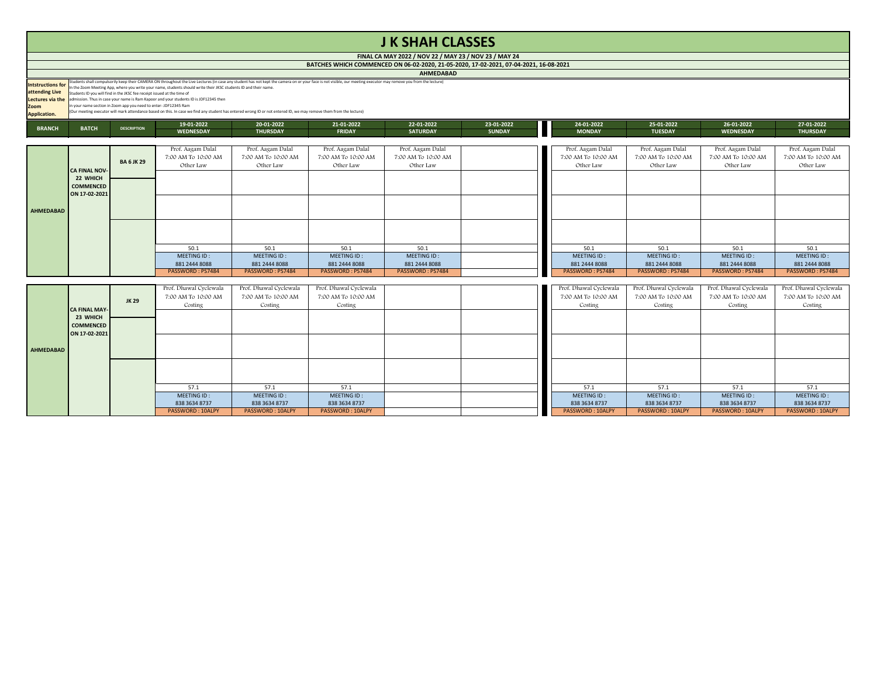# J K SHAH CLASSES

**FINAL CA MAY 2022 / NOV 22 / MAY 23 / NOV 23 / MAY 24**

**BATCHES WHICH COMMENCED ON 06-02-2020, 21-05-2020, 17-02-2021, 07-04-2021, 16-08-2021**

**AHMEDABAD**

**Intstructions for attending Live Lectures via the Zoom Application.**

Students shall compulsorily keep their CAMERA ON throughout the Live Lectures (in case any student has not kept the camera on or your face is not visible, our meeting executor may remove you from the lecture)
In the Zoom Meeting App, where you write your name, students should write their JKSC students ID and their name.
Students ID you will find in the JKSC fee receipt issued at the time of
admission. Thus in case your name is Ram Kapoor and your students ID is JDF12345 then
in your name section in Zoom app you need to enter- JDF12345 Ram
(Our meeting executor will mark attendance based on this. In case we find any student has entered wrong ID or not entered ID, we may remove them from the lecture)

| BRANCH | BATCH | DESCRIPTION | 19-01-2022 WEDNESDAY | 20-01-2022 THURSDAY | 21-01-2022 FRIDAY | 22-01-2022 SATURDAY | 23-01-2022 SUNDAY | 24-01-2022 MONDAY | 25-01-2022 TUESDAY | 26-01-2022 WEDNESDAY | 27-01-2022 THURSDAY |
|---|---|---|---|---|---|---|---|---|---|---|---|
| AHMEDABAD | CA FINAL NOV-22 WHICH COMMENCED ON 17-02-2021 | BA 6 JK 29 | Prof. Aagam Dalal 7:00 AM To 10:00 AM Other Law | Prof. Aagam Dalal 7:00 AM To 10:00 AM Other Law | Prof. Aagam Dalal 7:00 AM To 10:00 AM Other Law | Prof. Aagam Dalal 7:00 AM To 10:00 AM Other Law | | Prof. Aagam Dalal 7:00 AM To 10:00 AM Other Law | Prof. Aagam Dalal 7:00 AM To 10:00 AM Other Law | Prof. Aagam Dalal 7:00 AM To 10:00 AM Other Law | Prof. Aagam Dalal 7:00 AM To 10:00 AM Other Law |
| | | | 50.1 | 50.1 | 50.1 | 50.1 | | 50.1 | 50.1 | 50.1 | 50.1 |
| | | | MEETING ID : 881 2444 8088 | MEETING ID : 881 2444 8088 | MEETING ID : 881 2444 8088 | MEETING ID : 881 2444 8088 | | MEETING ID : 881 2444 8088 | MEETING ID : 881 2444 8088 | MEETING ID : 881 2444 8088 | MEETING ID : 881 2444 8088 |
| | | | PASSWORD : PS7484 | PASSWORD : PS7484 | PASSWORD : PS7484 | PASSWORD : PS7484 | | PASSWORD : PS7484 | PASSWORD : PS7484 | PASSWORD : PS7484 | PASSWORD : PS7484 |
| AHMEDABAD | CA FINAL MAY-23 WHICH COMMENCED ON 17-02-2021 | JK 29 | Prof. Dhawal Cyclewala 7:00 AM To 10:00 AM Costing | Prof. Dhawal Cyclewala 7:00 AM To 10:00 AM Costing | Prof. Dhawal Cyclewala 7:00 AM To 10:00 AM Costing | | | Prof. Dhawal Cyclewala 7:00 AM To 10:00 AM Costing | Prof. Dhawal Cyclewala 7:00 AM To 10:00 AM Costing | Prof. Dhawal Cyclewala 7:00 AM To 10:00 AM Costing | Prof. Dhawal Cyclewala 7:00 AM To 10:00 AM Costing |
| | | | 57.1 | 57.1 | 57.1 | | | 57.1 | 57.1 | 57.1 | 57.1 |
| | | | MEETING ID : 838 3634 8737 | MEETING ID : 838 3634 8737 | MEETING ID : 838 3634 8737 | | | MEETING ID : 838 3634 8737 | MEETING ID : 838 3634 8737 | MEETING ID : 838 3634 8737 | MEETING ID : 838 3634 8737 |
| | | | PASSWORD : 10ALPY | PASSWORD : 10ALPY | PASSWORD : 10ALPY | | | PASSWORD : 10ALPY | PASSWORD : 10ALPY | PASSWORD : 10ALPY | PASSWORD : 10ALPY |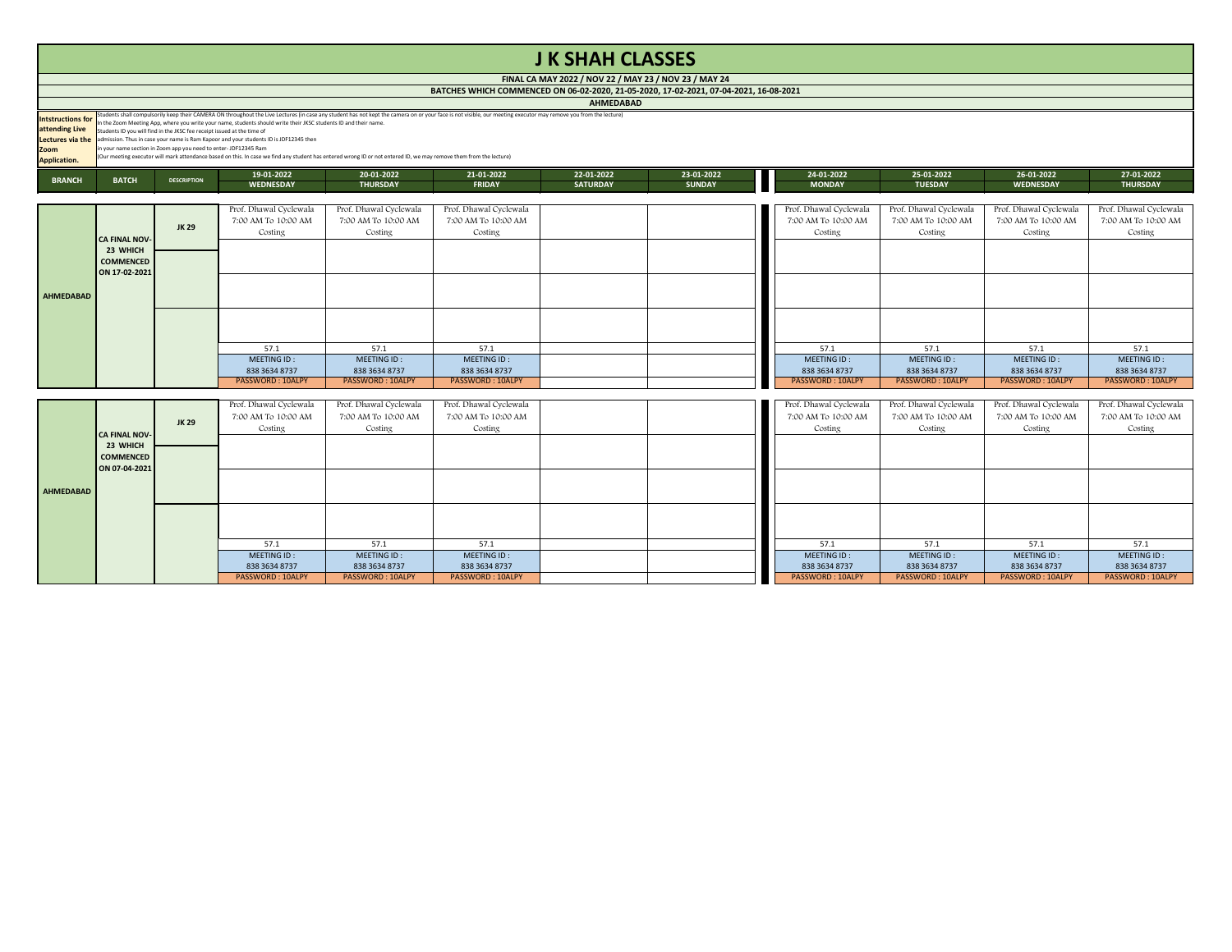# J K SHAH CLASSES

**FINAL CA MAY 2022 / NOV 22 / MAY 23 / NOV 23 / MAY 24**

**BATCHES WHICH COMMENCED ON 06-02-2020, 21-05-2020, 17-02-2021, 07-04-2021, 16-08-2021**

**AHMEDABAD**

**Intstructions for attending Live Lectures via the Zoom Application.**

Students shall compulsorily keep their CAMERA ON throughout the Live Lectures (in case any student has not kept the camera on or your face is not visible, our meeting executor may remove you from the lecture)
In the Zoom Meeting App, where you write your name, students should write their JKSC students ID and their name.
Students ID you will find in the JKSC fee receipt issued at the time of admission. Thus in case your name is Ram Kapoor and your students ID is JDF12345 then in your name section in Zoom app you need to enter- JDF12345 Ram
(Our meeting executor will mark attendance based on this. In case we find any student has entered wrong ID or not entered ID, we may remove them from the lecture)

| BRANCH | BATCH | DESCRIPTION | 19-01-2022 WEDNESDAY | 20-01-2022 THURSDAY | 21-01-2022 FRIDAY | 22-01-2022 SATURDAY | 23-01-2022 SUNDAY | 24-01-2022 MONDAY | 25-01-2022 TUESDAY | 26-01-2022 WEDNESDAY | 27-01-2022 THURSDAY |
|---|---|---|---|---|---|---|---|---|---|---|---|
| AHMEDABAD | CA FINAL NOV-23 WHICH COMMENCED ON 17-02-2021 | JK 29 | Prof. Dhawal Cyclewala 7:00 AM To 10:00 AM Costing | Prof. Dhawal Cyclewala 7:00 AM To 10:00 AM Costing | Prof. Dhawal Cyclewala 7:00 AM To 10:00 AM Costing | | | Prof. Dhawal Cyclewala 7:00 AM To 10:00 AM Costing | Prof. Dhawal Cyclewala 7:00 AM To 10:00 AM Costing | Prof. Dhawal Cyclewala 7:00 AM To 10:00 AM Costing | Prof. Dhawal Cyclewala 7:00 AM To 10:00 AM Costing |
| | | | | | | | | | | | |
| | | | | | | | | | | | |
| | | | | | | | | | | | |
| | | | 57.1 | 57.1 | 57.1 | | | 57.1 | 57.1 | 57.1 | 57.1 |
| | | | MEETING ID : 838 3634 8737 | MEETING ID : 838 3634 8737 | MEETING ID : 838 3634 8737 | | | MEETING ID : 838 3634 8737 | MEETING ID : 838 3634 8737 | MEETING ID : 838 3634 8737 | MEETING ID : 838 3634 8737 |
| | | | PASSWORD : 10ALPY | PASSWORD : 10ALPY | PASSWORD : 10ALPY | | | PASSWORD : 10ALPY | PASSWORD : 10ALPY | PASSWORD : 10ALPY | PASSWORD : 10ALPY |
| AHMEDABAD | CA FINAL NOV-23 WHICH COMMENCED ON 07-04-2021 | JK 29 | Prof. Dhawal Cyclewala 7:00 AM To 10:00 AM Costing | Prof. Dhawal Cyclewala 7:00 AM To 10:00 AM Costing | Prof. Dhawal Cyclewala 7:00 AM To 10:00 AM Costing | | | Prof. Dhawal Cyclewala 7:00 AM To 10:00 AM Costing | Prof. Dhawal Cyclewala 7:00 AM To 10:00 AM Costing | Prof. Dhawal Cyclewala 7:00 AM To 10:00 AM Costing | Prof. Dhawal Cyclewala 7:00 AM To 10:00 AM Costing |
| | | | | | | | | | | | |
| | | | | | | | | | | | |
| | | | | | | | | | | | |
| | | | 57.1 | 57.1 | 57.1 | | | 57.1 | 57.1 | 57.1 | 57.1 |
| | | | MEETING ID : 838 3634 8737 | MEETING ID : 838 3634 8737 | MEETING ID : 838 3634 8737 | | | MEETING ID : 838 3634 8737 | MEETING ID : 838 3634 8737 | MEETING ID : 838 3634 8737 | MEETING ID : 838 3634 8737 |
| | | | PASSWORD : 10ALPY | PASSWORD : 10ALPY | PASSWORD : 10ALPY | | | PASSWORD : 10ALPY | PASSWORD : 10ALPY | PASSWORD : 10ALPY | PASSWORD : 10ALPY |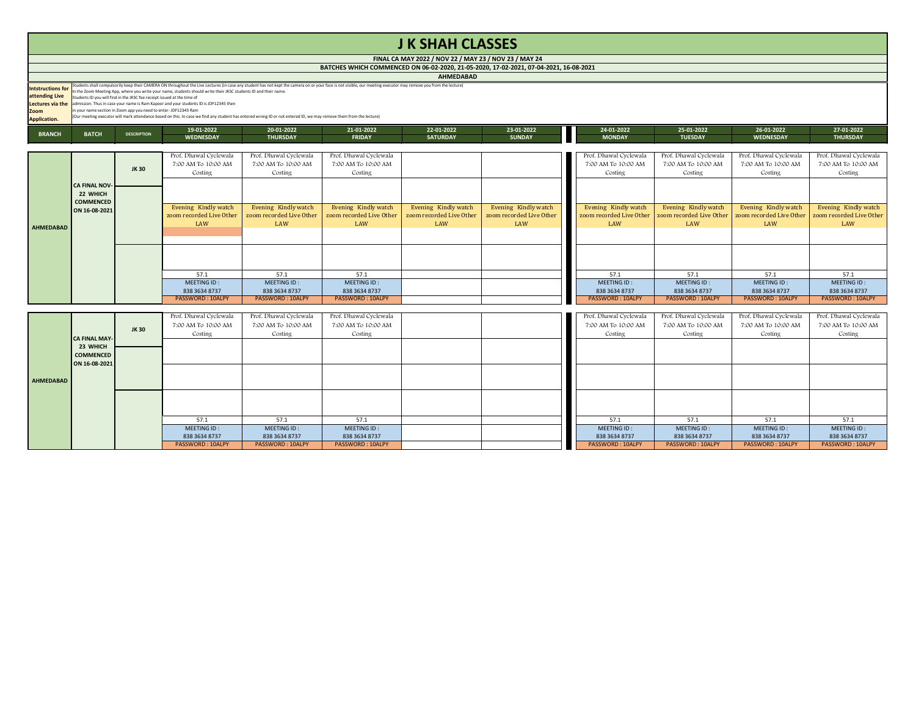# J K SHAH CLASSES

**FINAL CA MAY 2022 / NOV 22 / MAY 23 / NOV 23 / MAY 24**

**BATCHES WHICH COMMENCED ON 06-02-2020, 21-05-2020, 17-02-2021, 07-04-2021, 16-08-2021**

**AHMEDABAD**

**Intstructions for attending Live Lectures via the Zoom Application.**

Students shall compulsorily keep their CAMERA ON throughout the Live Lectures (in case any student has not kept the camera on or your face is not visible, our meeting executor may remove you from the lecture)
In the Zoom Meeting App, where you write your name, students should write their JKSC students ID and their name.
Students ID you will find in the JKSC fee receipt issued at the time of admission. Thus in case your name is Ram Kapoor and your students ID is JDF12345 then in your name section in Zoom app you need to enter- JDF12345 Ram
(Our meeting executor will mark attendance based on this. In case we find any student has entered wrong ID or not entered ID, we may remove them from the lecture)

| BRANCH | BATCH | DESCRIPTION | 19-01-2022 WEDNESDAY | 20-01-2022 THURSDAY | 21-01-2022 FRIDAY | 22-01-2022 SATURDAY | 23-01-2022 SUNDAY | 24-01-2022 MONDAY | 25-01-2022 TUESDAY | 26-01-2022 WEDNESDAY | 27-01-2022 THURSDAY |
|---|---|---|---|---|---|---|---|---|---|---|---|
| AHMEDABAD | CA FINAL NOV-22 WHICH COMMENCED ON 16-08-2021 | JK 30 | Prof. Dhawal Cyclewala 7:00 AM To 10:00 AM Costing | Prof. Dhawal Cyclewala 7:00 AM To 10:00 AM Costing | Prof. Dhawal Cyclewala 7:00 AM To 10:00 AM Costing | | | Prof. Dhawal Cyclewala 7:00 AM To 10:00 AM Costing | Prof. Dhawal Cyclewala 7:00 AM To 10:00 AM Costing | Prof. Dhawal Cyclewala 7:00 AM To 10:00 AM Costing | Prof. Dhawal Cyclewala 7:00 AM To 10:00 AM Costing |
| | | | Evening Kindly watch zoom recorded Live Other LAW | Evening Kindly watch zoom recorded Live Other LAW | Evening Kindly watch zoom recorded Live Other LAW | Evening Kindly watch zoom recorded Live Other LAW | Evening Kindly watch zoom recorded Live Other LAW | Evening Kindly watch zoom recorded Live Other LAW | Evening Kindly watch zoom recorded Live Other LAW | Evening Kindly watch zoom recorded Live Other LAW | Evening Kindly watch zoom recorded Live Other LAW |
| | | | 57.1 | 57.1 | 57.1 | | | 57.1 | 57.1 | 57.1 | 57.1 |
| | | | MEETING ID : 838 3634 8737 | MEETING ID : 838 3634 8737 | MEETING ID : 838 3634 8737 | | | MEETING ID : 838 3634 8737 | MEETING ID : 838 3634 8737 | MEETING ID : 838 3634 8737 | MEETING ID : 838 3634 8737 |
| | | | PASSWORD : 10ALPY | PASSWORD : 10ALPY | PASSWORD : 10ALPY | | | PASSWORD : 10ALPY | PASSWORD : 10ALPY | PASSWORD : 10ALPY | PASSWORD : 10ALPY |
| AHMEDABAD | CA FINAL MAY-23 WHICH COMMENCED ON 16-08-2021 | JK 30 | Prof. Dhawal Cyclewala 7:00 AM To 10:00 AM Costing | Prof. Dhawal Cyclewala 7:00 AM To 10:00 AM Costing | Prof. Dhawal Cyclewala 7:00 AM To 10:00 AM Costing | | | Prof. Dhawal Cyclewala 7:00 AM To 10:00 AM Costing | Prof. Dhawal Cyclewala 7:00 AM To 10:00 AM Costing | Prof. Dhawal Cyclewala 7:00 AM To 10:00 AM Costing | Prof. Dhawal Cyclewala 7:00 AM To 10:00 AM Costing |
| | | | 57.1 | 57.1 | 57.1 | | | 57.1 | 57.1 | 57.1 | 57.1 |
| | | | MEETING ID : 838 3634 8737 | MEETING ID : 838 3634 8737 | MEETING ID : 838 3634 8737 | | | MEETING ID : 838 3634 8737 | MEETING ID : 838 3634 8737 | MEETING ID : 838 3634 8737 | MEETING ID : 838 3634 8737 |
| | | | PASSWORD : 10ALPY | PASSWORD : 10ALPY | PASSWORD : 10ALPY | | | PASSWORD : 10ALPY | PASSWORD : 10ALPY | PASSWORD : 10ALPY | PASSWORD : 10ALPY |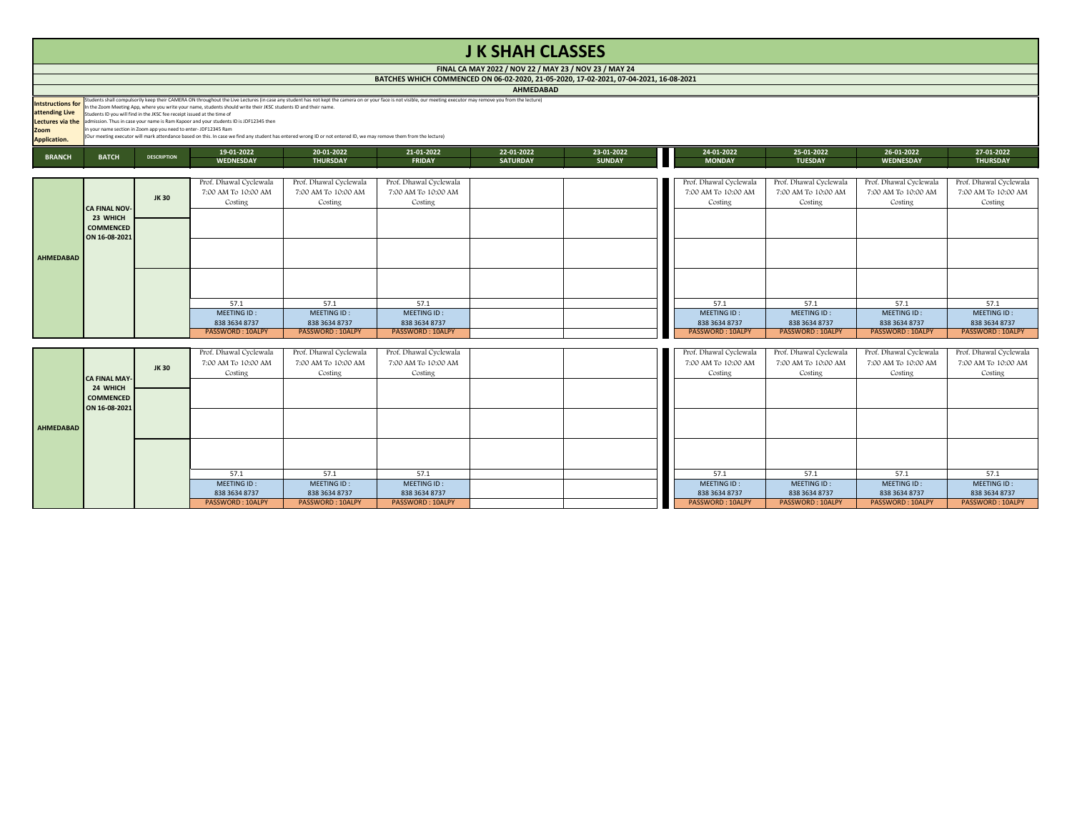# J K SHAH CLASSES

**FINAL CA MAY 2022 / NOV 22 / MAY 23 / NOV 23 / MAY 24**

**BATCHES WHICH COMMENCED ON 06-02-2020, 21-05-2020, 17-02-2021, 07-04-2021, 16-08-2021**

**AHMEDABAD**

**Intstructions for attending Live Lectures via the Zoom Application.**

Students shall compulsorily keep their CAMERA ON throughout the Live Lectures (in case any student has not kept the camera on or your face is not visible, our meeting executor may remove you from the lecture)
In the Zoom Meeting App, where you write your name, students should write their JKSC students ID and their name.
Students ID you will find in the JKSC fee receipt issued at the time of admission. Thus in case your name is Ram Kapoor and your students ID is JDF12345 then in your name section in Zoom app you need to enter- JDF12345 Ram
(Our meeting executor will mark attendance based on this. In case we find any student has entered wrong ID or not entered ID, we may remove them from the lecture)

| BRANCH | BATCH | DESCRIPTION | 19-01-2022 WEDNESDAY | 20-01-2022 THURSDAY | 21-01-2022 FRIDAY | 22-01-2022 SATURDAY | 23-01-2022 SUNDAY | 24-01-2022 MONDAY | 25-01-2022 TUESDAY | 26-01-2022 WEDNESDAY | 27-01-2022 THURSDAY |
|---|---|---|---|---|---|---|---|---|---|---|---|
| AHMEDABAD | CA FINAL NOV-23 WHICH COMMENCED ON 16-08-2021 | JK 30 | Prof. Dhawal Cyclewala 7:00 AM To 10:00 AM Costing | Prof. Dhawal Cyclewala 7:00 AM To 10:00 AM Costing | Prof. Dhawal Cyclewala 7:00 AM To 10:00 AM Costing | | | Prof. Dhawal Cyclewala 7:00 AM To 10:00 AM Costing | Prof. Dhawal Cyclewala 7:00 AM To 10:00 AM Costing | Prof. Dhawal Cyclewala 7:00 AM To 10:00 AM Costing | Prof. Dhawal Cyclewala 7:00 AM To 10:00 AM Costing |
| | | | | | | | | | | | |
| | | | | | | | | | | | |
| | | | | | | | | | | | |
| | | | 57.1 | 57.1 | 57.1 | | | 57.1 | 57.1 | 57.1 | 57.1 |
| | | | MEETING ID : 838 3634 8737 | MEETING ID : 838 3634 8737 | MEETING ID : 838 3634 8737 | | | MEETING ID : 838 3634 8737 | MEETING ID : 838 3634 8737 | MEETING ID : 838 3634 8737 | MEETING ID : 838 3634 8737 |
| | | | PASSWORD : 10ALPY | PASSWORD : 10ALPY | PASSWORD : 10ALPY | | | PASSWORD : 10ALPY | PASSWORD : 10ALPY | PASSWORD : 10ALPY | PASSWORD : 10ALPY |

| BRANCH | BATCH | DESCRIPTION | 19-01-2022 WEDNESDAY | 20-01-2022 THURSDAY | 21-01-2022 FRIDAY | 22-01-2022 SATURDAY | 23-01-2022 SUNDAY | 24-01-2022 MONDAY | 25-01-2022 TUESDAY | 26-01-2022 WEDNESDAY | 27-01-2022 THURSDAY |
|---|---|---|---|---|---|---|---|---|---|---|---|
| AHMEDABAD | CA FINAL MAY-24 WHICH COMMENCED ON 16-08-2021 | JK 30 | Prof. Dhawal Cyclewala 7:00 AM To 10:00 AM Costing | Prof. Dhawal Cyclewala 7:00 AM To 10:00 AM Costing | Prof. Dhawal Cyclewala 7:00 AM To 10:00 AM Costing | | | Prof. Dhawal Cyclewala 7:00 AM To 10:00 AM Costing | Prof. Dhawal Cyclewala 7:00 AM To 10:00 AM Costing | Prof. Dhawal Cyclewala 7:00 AM To 10:00 AM Costing | Prof. Dhawal Cyclewala 7:00 AM To 10:00 AM Costing |
| | | | | | | | | | | | |
| | | | | | | | | | | | |
| | | | | | | | | | | | |
| | | | 57.1 | 57.1 | 57.1 | | | 57.1 | 57.1 | 57.1 | 57.1 |
| | | | MEETING ID : 838 3634 8737 | MEETING ID : 838 3634 8737 | MEETING ID : 838 3634 8737 | | | MEETING ID : 838 3634 8737 | MEETING ID : 838 3634 8737 | MEETING ID : 838 3634 8737 | MEETING ID : 838 3634 8737 |
| | | | PASSWORD : 10ALPY | PASSWORD : 10ALPY | PASSWORD : 10ALPY | | | PASSWORD : 10ALPY | PASSWORD : 10ALPY | PASSWORD : 10ALPY | PASSWORD : 10ALPY |